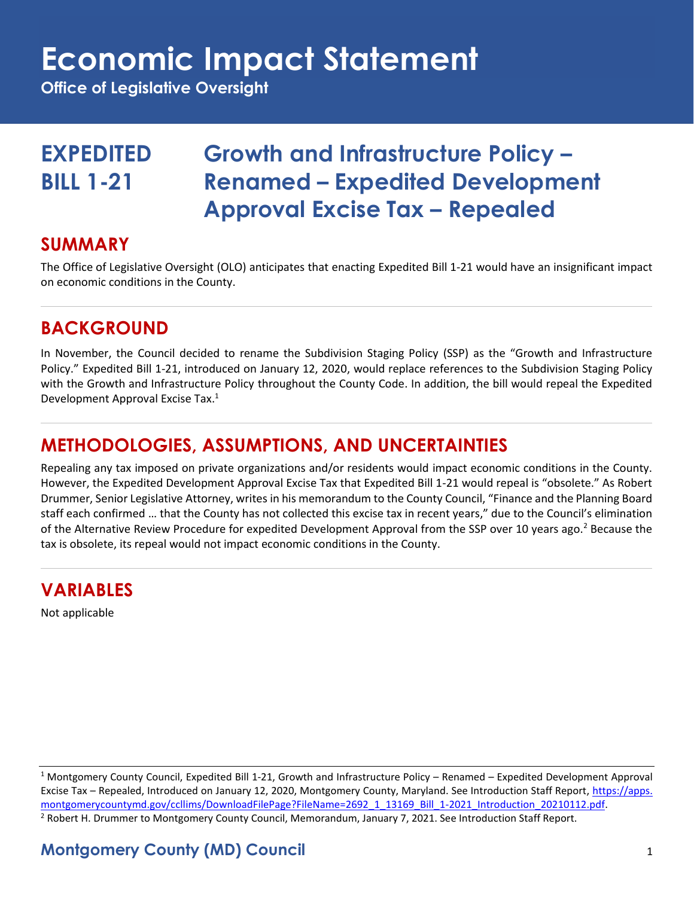# Economic Impact Statement

**Office of Legislative Oversight**

## EXPEDITED BILL 1-21 — Growth and Infrastructure Policy – Renamed – Expedited Development Approval Excise Tax – Repealed

## SUMMARY

The Office of Legislative Oversight (OLO) anticipates that enacting Expedited Bill 1-21 would have an insignificant impact on economic conditions in the County.

## BACKGROUND

In November, the Council decided to rename the Subdivision Staging Policy (SSP) as the "Growth and Infrastructure Policy." Expedited Bill 1-21, introduced on January 12, 2020, would replace references to the Subdivision Staging Policy with the Growth and Infrastructure Policy throughout the County Code. In addition, the bill would repeal the Expedited Development Approval Excise Tax.[1]

## METHODOLOGIES, ASSUMPTIONS, AND UNCERTAINTIES

Repealing any tax imposed on private organizations and/or residents would impact economic conditions in the County. However, the Expedited Development Approval Excise Tax that Expedited Bill 1-21 would repeal is "obsolete." As Robert Drummer, Senior Legislative Attorney, writes in his memorandum to the County Council, "Finance and the Planning Board staff each confirmed … that the County has not collected this excise tax in recent years," due to the Council's elimination of the Alternative Review Procedure for expedited Development Approval from the SSP over 10 years ago.[2] Because the tax is obsolete, its repeal would not impact economic conditions in the County.

## VARIABLES

Not applicable

---

[1] Montgomery County Council, Expedited Bill 1-21, Growth and Infrastructure Policy – Renamed – Expedited Development Approval Excise Tax – Repealed, Introduced on January 12, 2020, Montgomery County, Maryland. See Introduction Staff Report, https://apps.montgomerycountymd.gov/ccllims/DownloadFilePage?FileName=2692_1_13169_Bill_1-2021_Introduction_20210112.pdf.

[2] Robert H. Drummer to Montgomery County Council, Memorandum, January 7, 2021. See Introduction Staff Report.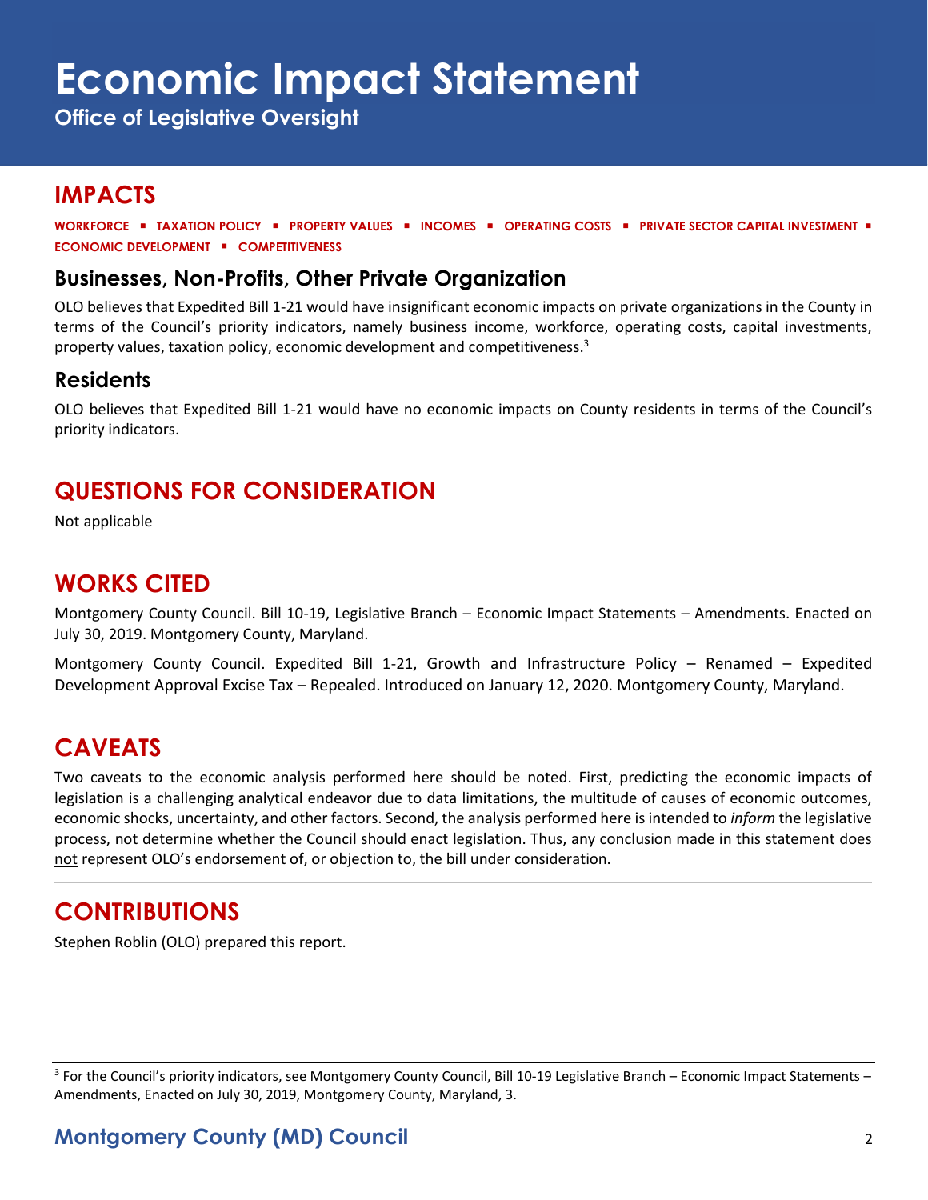# Economic Impact Statement

**Office of Legislative Oversight**

## IMPACTS

**WORKFORCE ▪ TAXATION POLICY ▪ PROPERTY VALUES ▪ INCOMES ▪ OPERATING COSTS ▪ PRIVATE SECTOR CAPITAL INVESTMENT ▪ ECONOMIC DEVELOPMENT ▪ COMPETITIVENESS**

### Businesses, Non-Profits, Other Private Organization

OLO believes that Expedited Bill 1-21 would have insignificant economic impacts on private organizations in the County in terms of the Council's priority indicators, namely business income, workforce, operating costs, capital investments, property values, taxation policy, economic development and competitiveness.[3]

### Residents

OLO believes that Expedited Bill 1-21 would have no economic impacts on County residents in terms of the Council's priority indicators.

## QUESTIONS FOR CONSIDERATION

Not applicable

## WORKS CITED

Montgomery County Council. Bill 10-19, Legislative Branch – Economic Impact Statements – Amendments. Enacted on July 30, 2019. Montgomery County, Maryland.

Montgomery County Council. Expedited Bill 1-21, Growth and Infrastructure Policy – Renamed – Expedited Development Approval Excise Tax – Repealed. Introduced on January 12, 2020. Montgomery County, Maryland.

## CAVEATS

Two caveats to the economic analysis performed here should be noted. First, predicting the economic impacts of legislation is a challenging analytical endeavor due to data limitations, the multitude of causes of economic outcomes, economic shocks, uncertainty, and other factors. Second, the analysis performed here is intended to *inform* the legislative process, not determine whether the Council should enact legislation. Thus, any conclusion made in this statement does not represent OLO's endorsement of, or objection to, the bill under consideration.

## CONTRIBUTIONS

Stephen Roblin (OLO) prepared this report.

---

[3] For the Council's priority indicators, see Montgomery County Council, Bill 10-19 Legislative Branch – Economic Impact Statements – Amendments, Enacted on July 30, 2019, Montgomery County, Maryland, 3.